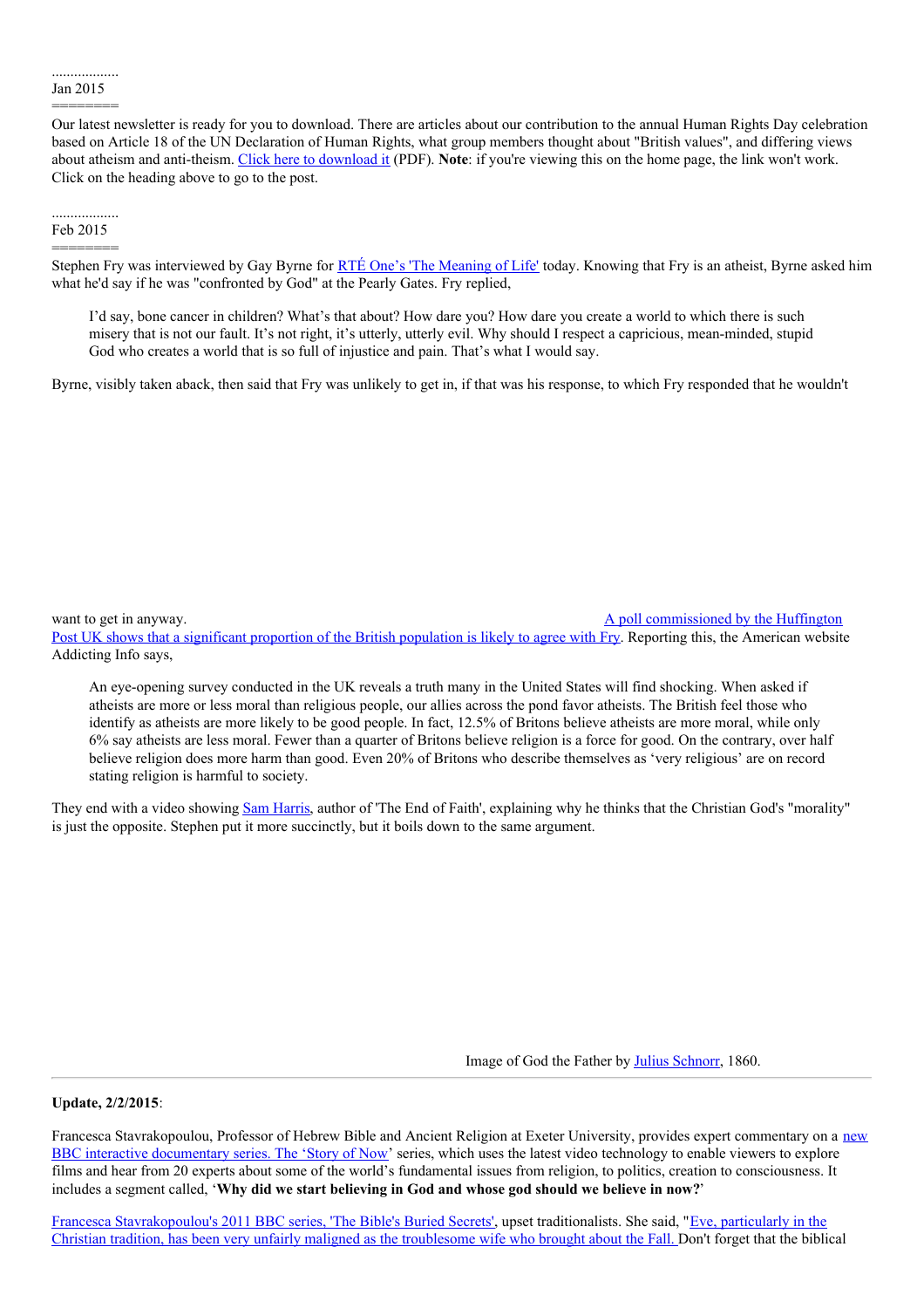..................
Jan 2015
========

Our latest newsletter is ready for you to download. There are articles about our contribution to the annual Human Rights Day celebration based on Article 18 of the UN Declaration of Human Rights, what group members thought about "British values", and differing views about atheism and anti-theism. [Click here to download it](#) (PDF). **Note**: if you're viewing this on the home page, the link won't work. Click on the heading above to go to the post.

..................
Feb 2015
========

Stephen Fry was interviewed by Gay Byrne for [RTÉ One's 'The Meaning of Life'](#) today. Knowing that Fry is an atheist, Byrne asked him what he'd say if he was "confronted by God" at the Pearly Gates. Fry replied,

> I'd say, bone cancer in children? What's that about? How dare you? How dare you create a world to which there is such misery that is not our fault. It's not right, it's utterly, utterly evil. Why should I respect a capricious, mean-minded, stupid God who creates a world that is so full of injustice and pain. That's what I would say.

Byrne, visibly taken aback, then said that Fry was unlikely to get in, if that was his response, to which Fry responded that he wouldn't want to get in anyway. [A poll commissioned by the Huffington Post UK shows that a significant proportion of the British population is likely to agree with Fry](#). Reporting this, the American website Addicting Info says,

> An eye-opening survey conducted in the UK reveals a truth many in the United States will find shocking. When asked if atheists are more or less moral than religious people, our allies across the pond favor atheists. The British feel those who identify as atheists are more likely to be good people. In fact, 12.5% of Britons believe atheists are more moral, while only 6% say atheists are less moral. Fewer than a quarter of Britons believe religion is a force for good. On the contrary, over half believe religion does more harm than good. Even 20% of Britons who describe themselves as 'very religious' are on record stating religion is harmful to society.

They end with a video showing [Sam Harris](#), author of 'The End of Faith', explaining why he thinks that the Christian God's "morality" is just the opposite. Stephen put it more succinctly, but it boils down to the same argument.

Image of God the Father by [Julius Schnorr](#), 1860.

---

**Update, 2/2/2015**:

Francesca Stavrakopoulou, Professor of Hebrew Bible and Ancient Religion at Exeter University, provides expert commentary on a [new BBC interactive documentary series. The 'Story of Now](#)' series, which uses the latest video technology to enable viewers to explore films and hear from 20 experts about some of the world's fundamental issues from religion, to politics, creation to consciousness. It includes a segment called, '**Why did we start believing in God and whose god should we believe in now?**'

[Francesca Stavrakopoulou's 2011 BBC series, 'The Bible's Buried Secrets'](#), upset traditionalists. She said, "[Eve, particularly in the Christian tradition, has been very unfairly maligned as the troublesome wife who brought about the Fall.](#) Don't forget that the biblical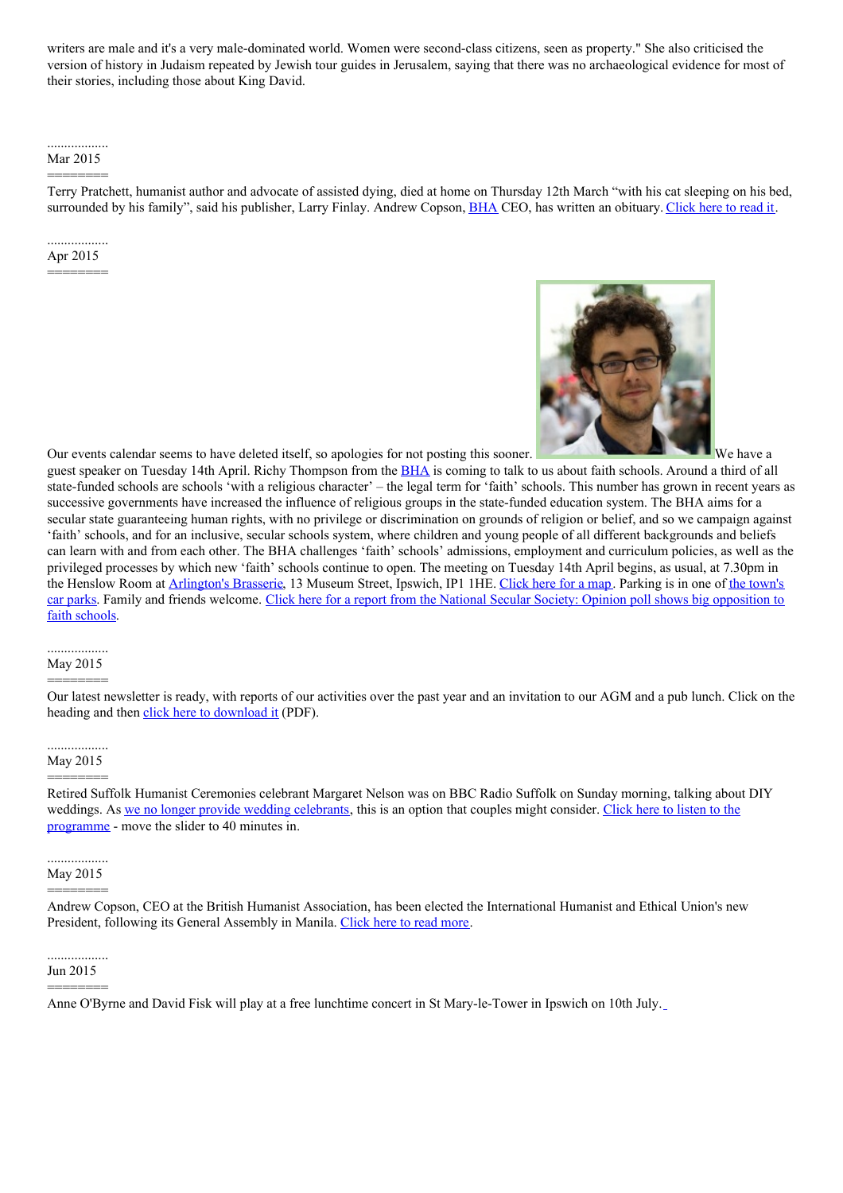writers are male and it's a very male-dominated world. Women were second-class citizens, seen as property." She also criticised the version of history in Judaism repeated by Jewish tour guides in Jerusalem, saying that there was no archaeological evidence for most of their stories, including those about King David.

..................
Mar 2015
========

Terry Pratchett, humanist author and advocate of assisted dying, died at home on Thursday 12th March "with his cat sleeping on his bed, surrounded by his family", said his publisher, Larry Finlay. Andrew Copson, BHA CEO, has written an obituary. Click here to read it.

..................
Apr 2015
========

Our events calendar seems to have deleted itself, so apologies for not posting this sooner. We have a guest speaker on Tuesday 14th April. Richy Thompson from the BHA is coming to talk to us about faith schools. Around a third of all state-funded schools are schools 'with a religious character' – the legal term for 'faith' schools. This number has grown in recent years as successive governments have increased the influence of religious groups in the state-funded education system. The BHA aims for a secular state guaranteeing human rights, with no privilege or discrimination on grounds of religion or belief, and so we campaign against 'faith' schools, and for an inclusive, secular schools system, where children and young people of all different backgrounds and beliefs can learn with and from each other. The BHA challenges 'faith' schools' admissions, employment and curriculum policies, as well as the privileged processes by which new 'faith' schools continue to open. The meeting on Tuesday 14th April begins, as usual, at 7.30pm in the Henslow Room at Arlington's Brasserie, 13 Museum Street, Ipswich, IP1 1HE. Click here for a map. Parking is in one of the town's car parks. Family and friends welcome. Click here for a report from the National Secular Society: Opinion poll shows big opposition to faith schools.

..................
May 2015
========

Our latest newsletter is ready, with reports of our activities over the past year and an invitation to our AGM and a pub lunch. Click on the heading and then click here to download it (PDF).

..................
May 2015
========

Retired Suffolk Humanist Ceremonies celebrant Margaret Nelson was on BBC Radio Suffolk on Sunday morning, talking about DIY weddings. As we no longer provide wedding celebrants, this is an option that couples might consider. Click here to listen to the programme - move the slider to 40 minutes in.

..................
May 2015
========

Andrew Copson, CEO at the British Humanist Association, has been elected the International Humanist and Ethical Union's new President, following its General Assembly in Manila. Click here to read more.

..................
Jun 2015
========

Anne O'Byrne and David Fisk will play at a free lunchtime concert in St Mary-le-Tower in Ipswich on 10th July.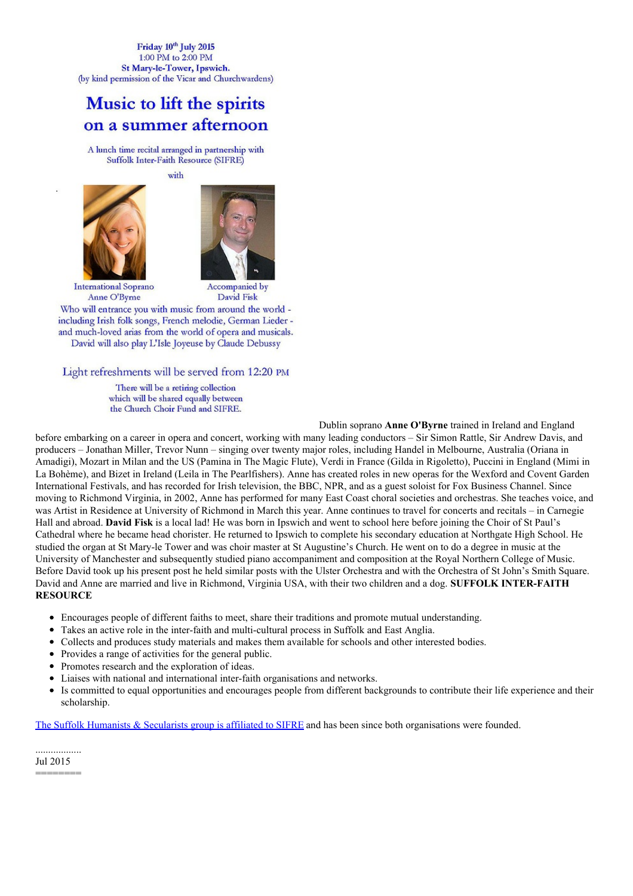Friday 10th July 2015
1:00 PM to 2:00 PM
St Mary-le-Tower, Ipswich.
(by kind permission of the Vicar and Churchwardens)

# Music to lift the spirits on a summer afternoon

A lunch time recital arranged in partnership with Suffolk Inter-Faith Resource (SIFRE)

with

International Soprano
Anne O'Byrne

Accompanied by
David Fisk

Who will entrance you with music from around the world - including Irish folk songs, French melodie, German Lieder - and much-loved arias from the world of opera and musicals. David will also play L'Isle Joyeuse by Claude Debussy

Light refreshments will be served from 12:20 PM

There will be a retiring collection which will be shared equally between the Church Choir Fund and SIFRE.

Dublin soprano **Anne O'Byrne** trained in Ireland and England before embarking on a career in opera and concert, working with many leading conductors – Sir Simon Rattle, Sir Andrew Davis, and producers – Jonathan Miller, Trevor Nunn – singing over twenty major roles, including Handel in Melbourne, Australia (Oriana in Amadigi), Mozart in Milan and the US (Pamina in The Magic Flute), Verdi in France (Gilda in Rigoletto), Puccini in England (Mimi in La Bohème), and Bizet in Ireland (Leila in The Pearlfishers). Anne has created roles in new operas for the Wexford and Covent Garden International Festivals, and has recorded for Irish television, the BBC, NPR, and as a guest soloist for Fox Business Channel. Since moving to Richmond Virginia, in 2002, Anne has performed for many East Coast choral societies and orchestras. She teaches voice, and was Artist in Residence at University of Richmond in March this year. Anne continues to travel for concerts and recitals – in Carnegie Hall and abroad. **David Fisk** is a local lad! He was born in Ipswich and went to school here before joining the Choir of St Paul's Cathedral where he became head chorister. He returned to Ipswich to complete his secondary education at Northgate High School. He studied the organ at St Mary-le Tower and was choir master at St Augustine's Church. He went on to do a degree in music at the University of Manchester and subsequently studied piano accompaniment and composition at the Royal Northern College of Music. Before David took up his present post he held similar posts with the Ulster Orchestra and with the Orchestra of St John's Smith Square. David and Anne are married and live in Richmond, Virginia USA, with their two children and a dog. **SUFFOLK INTER-FAITH RESOURCE**

- Encourages people of different faiths to meet, share their traditions and promote mutual understanding.
- Takes an active role in the inter-faith and multi-cultural process in Suffolk and East Anglia.
- Collects and produces study materials and makes them available for schools and other interested bodies.
- Provides a range of activities for the general public.
- Promotes research and the exploration of ideas.
- Liaises with national and international inter-faith organisations and networks.
- Is committed to equal opportunities and encourages people from different backgrounds to contribute their life experience and their scholarship.

The Suffolk Humanists & Secularists group is affiliated to SIFRE and has been since both organisations were founded.

..................
Jul 2015
========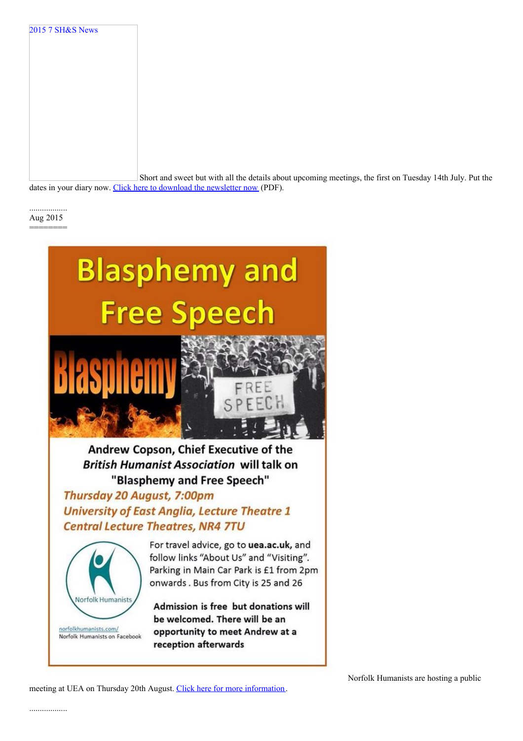2015 7 SH&S News

Short and sweet but with all the details about upcoming meetings, the first on Tuesday 14th July. Put the dates in your diary now. [Click here to download the newsletter now](#) (PDF).

..................

## Aug 2015

# Blasphemy and Free Speech

Blasphemy

FREE SPEECH

**Andrew Copson, Chief Executive of the *British Humanist Association* will talk on "Blasphemy and Free Speech"**

***Thursday 20 August, 7:00pm***

***University of East Anglia, Lecture Theatre 1***

***Central Lecture Theatres, NR4 7TU***

For travel advice, go to **uea.ac.uk**, and follow links "About Us" and "Visiting". Parking in Main Car Park is £1 from 2pm onwards . Bus from City is 25 and 26

**Admission is free but donations will be welcomed. There will be an opportunity to meet Andrew at a reception afterwards**

Norfolk Humanists

norfolkhumanists.com/

Norfolk Humanists on Facebook

Norfolk Humanists are hosting a public meeting at UEA on Thursday 20th August. [Click here for more information](#).

..................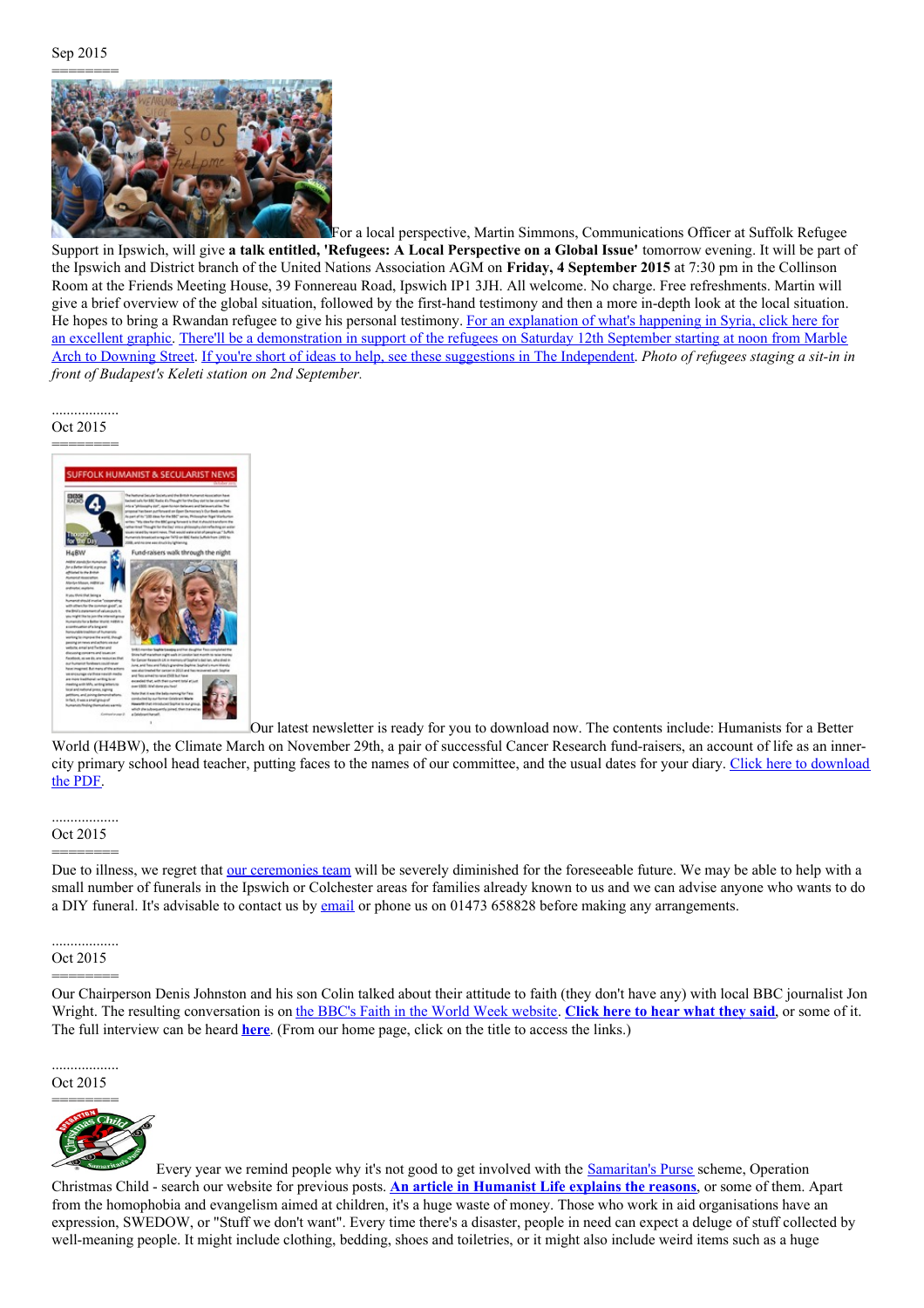Sep 2015

=========

For a local perspective, Martin Simmons, Communications Officer at Suffolk Refugee Support in Ipswich, will give **a talk entitled, 'Refugees: A Local Perspective on a Global Issue'** tomorrow evening. It will be part of the Ipswich and District branch of the United Nations Association AGM on **Friday, 4 September 2015** at 7:30 pm in the Collinson Room at the Friends Meeting House, 39 Fonnereau Road, Ipswich IP1 3JH. All welcome. No charge. Free refreshments. Martin will give a brief overview of the global situation, followed by the first-hand testimony and then a more in-depth look at the local situation. He hopes to bring a Rwandan refugee to give his personal testimony. For an explanation of what's happening in Syria, click here for an excellent graphic. There'll be a demonstration in support of the refugees on Saturday 12th September starting at noon from Marble Arch to Downing Street. If you're short of ideas to help, see these suggestions in The Independent. *Photo of refugees staging a sit-in in front of Budapest's Keleti station on 2nd September.*

..................

Oct 2015

=========

Our latest newsletter is ready for you to download now. The contents include: Humanists for a Better World (H4BW), the Climate March on November 29th, a pair of successful Cancer Research fund-raisers, an account of life as an inner-city primary school head teacher, putting faces to the names of our committee, and the usual dates for your diary. Click here to download the PDF.

..................

Oct 2015

=========

Due to illness, we regret that our ceremonies team will be severely diminished for the foreseeable future. We may be able to help with a small number of funerals in the Ipswich or Colchester areas for families already known to us and we can advise anyone who wants to do a DIY funeral. It's advisable to contact us by email or phone us on 01473 658828 before making any arrangements.

..................

Oct 2015

=========

Our Chairperson Denis Johnston and his son Colin talked about their attitude to faith (they don't have any) with local BBC journalist Jon Wright. The resulting conversation is on the BBC's Faith in the World Week website. **Click here to hear what they said**, or some of it. The full interview can be heard **here**. (From our home page, click on the title to access the links.)

..................

Oct 2015

=========

Every year we remind people why it's not good to get involved with the Samaritan's Purse scheme, Operation Christmas Child - search our website for previous posts. **An article in Humanist Life explains the reasons**, or some of them. Apart from the homophobia and evangelism aimed at children, it's a huge waste of money. Those who work in aid organisations have an expression, SWEDOW, or "Stuff we don't want". Every time there's a disaster, people in need can expect a deluge of stuff collected by well-meaning people. It might include clothing, bedding, shoes and toiletries, or it might also include weird items such as a huge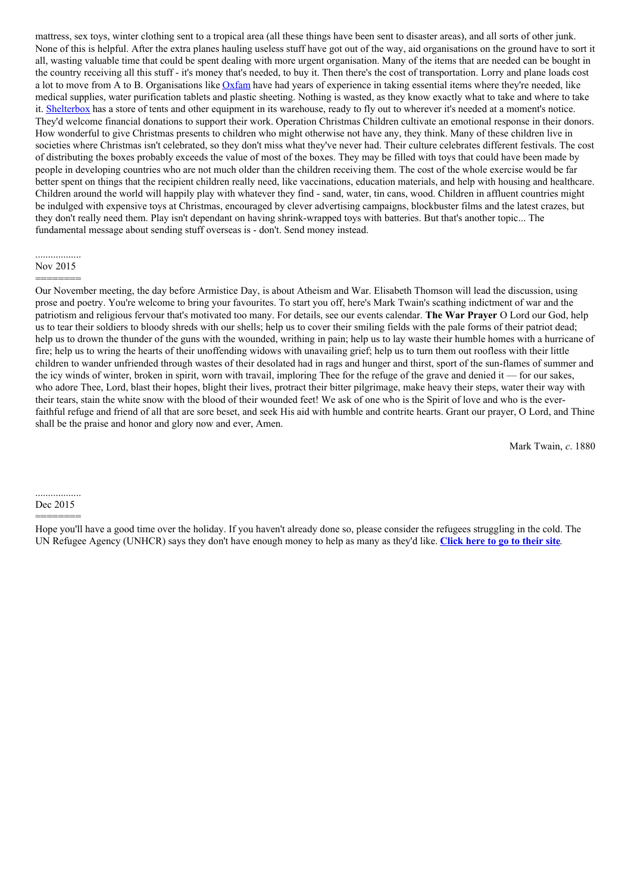mattress, sex toys, winter clothing sent to a tropical area (all these things have been sent to disaster areas), and all sorts of other junk. None of this is helpful. After the extra planes hauling useless stuff have got out of the way, aid organisations on the ground have to sort it all, wasting valuable time that could be spent dealing with more urgent organisation. Many of the items that are needed can be bought in the country receiving all this stuff - it's money that's needed, to buy it. Then there's the cost of transportation. Lorry and plane loads cost a lot to move from A to B. Organisations like Oxfam have had years of experience in taking essential items where they're needed, like medical supplies, water purification tablets and plastic sheeting. Nothing is wasted, as they know exactly what to take and where to take it. Shelterbox has a store of tents and other equipment in its warehouse, ready to fly out to wherever it's needed at a moment's notice. They'd welcome financial donations to support their work. Operation Christmas Children cultivate an emotional response in their donors. How wonderful to give Christmas presents to children who might otherwise not have any, they think. Many of these children live in societies where Christmas isn't celebrated, so they don't miss what they've never had. Their culture celebrates different festivals. The cost of distributing the boxes probably exceeds the value of most of the boxes. They may be filled with toys that could have been made by people in developing countries who are not much older than the children receiving them. The cost of the whole exercise would be far better spent on things that the recipient children really need, like vaccinations, education materials, and help with housing and healthcare. Children around the world will happily play with whatever they find - sand, water, tin cans, wood. Children in affluent countries might be indulged with expensive toys at Christmas, encouraged by clever advertising campaigns, blockbuster films and the latest crazes, but they don't really need them. Play isn't dependant on having shrink-wrapped toys with batteries. But that's another topic... The fundamental message about sending stuff overseas is - don't. Send money instead.

..................
Nov 2015
========

Our November meeting, the day before Armistice Day, is about Atheism and War. Elisabeth Thomson will lead the discussion, using prose and poetry. You're welcome to bring your favourites. To start you off, here's Mark Twain's scathing indictment of war and the patriotism and religious fervour that's motivated too many. For details, see our events calendar. **The War Prayer** O Lord our God, help us to tear their soldiers to bloody shreds with our shells; help us to cover their smiling fields with the pale forms of their patriot dead; help us to drown the thunder of the guns with the wounded, writhing in pain; help us to lay waste their humble homes with a hurricane of fire; help us to wring the hearts of their unoffending widows with unavailing grief; help us to turn them out roofless with their little children to wander unfriended through wastes of their desolated had in rags and hunger and thirst, sport of the sun-flames of summer and the icy winds of winter, broken in spirit, worn with travail, imploring Thee for the refuge of the grave and denied it — for our sakes, who adore Thee, Lord, blast their hopes, blight their lives, protract their bitter pilgrimage, make heavy their steps, water their way with their tears, stain the white snow with the blood of their wounded feet! We ask of one who is the Spirit of love and who is the ever-faithful refuge and friend of all that are sore beset, and seek His aid with humble and contrite hearts. Grant our prayer, O Lord, and Thine shall be the praise and honor and glory now and ever, Amen.

Mark Twain, *c*. 1880

..................
Dec 2015
========

Hope you'll have a good time over the holiday. If you haven't already done so, please consider the refugees struggling in the cold. The UN Refugee Agency (UNHCR) says they don't have enough money to help as many as they'd like. **Click here to go to their site**.